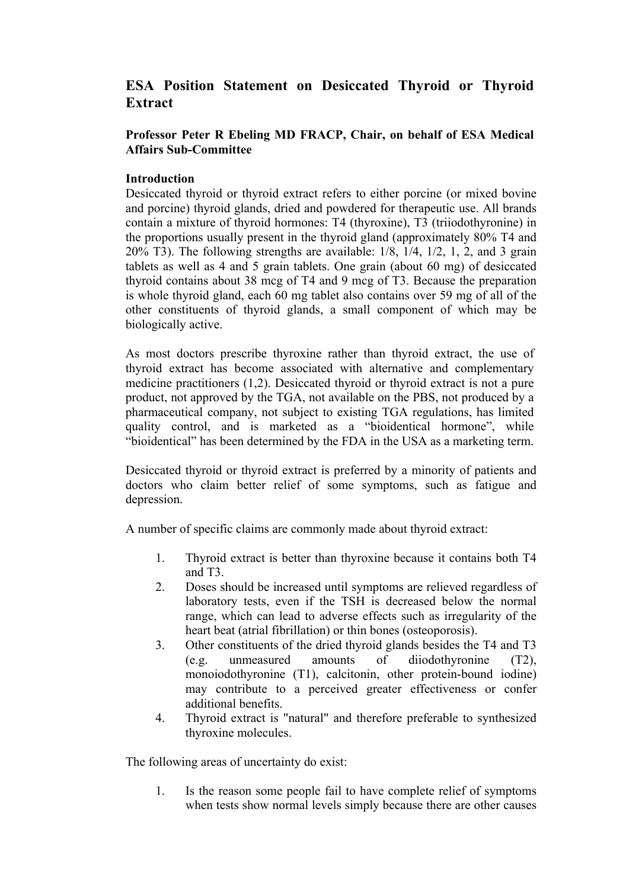# ESA Position Statement on Desiccated Thyroid or Thyroid Extract

**Professor Peter R Ebeling MD FRACP, Chair, on behalf of ESA Medical Affairs Sub-Committee**

## Introduction

Desiccated thyroid or thyroid extract refers to either porcine (or mixed bovine and porcine) thyroid glands, dried and powdered for therapeutic use. All brands contain a mixture of thyroid hormones: T4 (thyroxine), T3 (triiodothyronine) in the proportions usually present in the thyroid gland (approximately 80% T4 and 20% T3). The following strengths are available: 1/8, 1/4, 1/2, 1, 2, and 3 grain tablets as well as 4 and 5 grain tablets. One grain (about 60 mg) of desiccated thyroid contains about 38 mcg of T4 and 9 mcg of T3. Because the preparation is whole thyroid gland, each 60 mg tablet also contains over 59 mg of all of the other constituents of thyroid glands, a small component of which may be biologically active.

As most doctors prescribe thyroxine rather than thyroid extract, the use of thyroid extract has become associated with alternative and complementary medicine practitioners (1,2). Desiccated thyroid or thyroid extract is not a pure product, not approved by the TGA, not available on the PBS, not produced by a pharmaceutical company, not subject to existing TGA regulations, has limited quality control, and is marketed as a "bioidentical hormone", while "bioidentical" has been determined by the FDA in the USA as a marketing term.

Desiccated thyroid or thyroid extract is preferred by a minority of patients and doctors who claim better relief of some symptoms, such as fatigue and depression.

A number of specific claims are commonly made about thyroid extract:

1. Thyroid extract is better than thyroxine because it contains both T4 and T3.
2. Doses should be increased until symptoms are relieved regardless of laboratory tests, even if the TSH is decreased below the normal range, which can lead to adverse effects such as irregularity of the heart beat (atrial fibrillation) or thin bones (osteoporosis).
3. Other constituents of the dried thyroid glands besides the T4 and T3 (e.g. unmeasured amounts of diiodothyronine (T2), monoiodothyronine (T1), calcitonin, other protein-bound iodine) may contribute to a perceived greater effectiveness or confer additional benefits.
4. Thyroid extract is "natural" and therefore preferable to synthesized thyroxine molecules.

The following areas of uncertainty do exist:

1. Is the reason some people fail to have complete relief of symptoms when tests show normal levels simply because there are other causes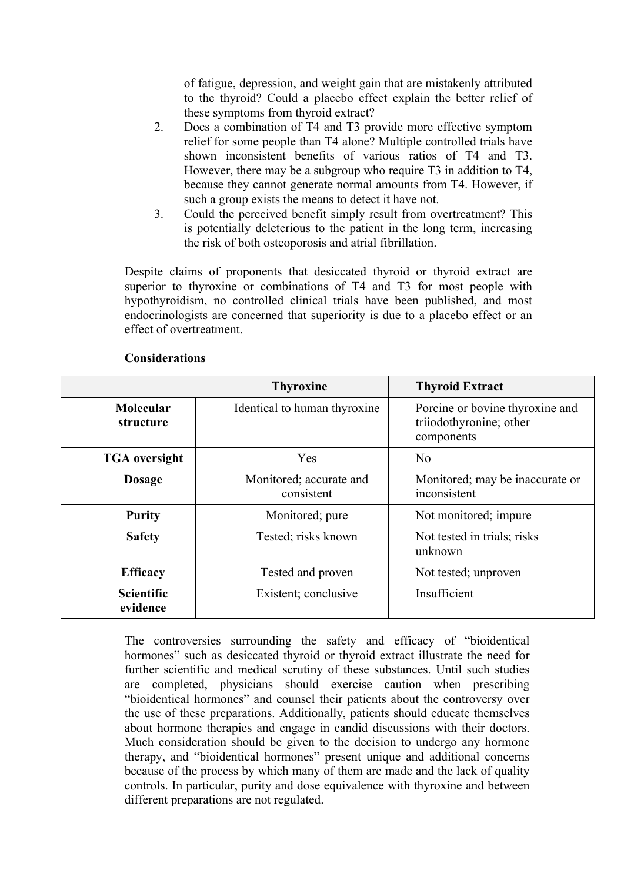of fatigue, depression, and weight gain that are mistakenly attributed to the thyroid? Could a placebo effect explain the better relief of these symptoms from thyroid extract?

2. Does a combination of T4 and T3 provide more effective symptom relief for some people than T4 alone? Multiple controlled trials have shown inconsistent benefits of various ratios of T4 and T3. However, there may be a subgroup who require T3 in addition to T4, because they cannot generate normal amounts from T4. However, if such a group exists the means to detect it have not.
3. Could the perceived benefit simply result from overtreatment? This is potentially deleterious to the patient in the long term, increasing the risk of both osteoporosis and atrial fibrillation.

Despite claims of proponents that desiccated thyroid or thyroid extract are superior to thyroxine or combinations of T4 and T3 for most people with hypothyroidism, no controlled clinical trials have been published, and most endocrinologists are concerned that superiority is due to a placebo effect or an effect of overtreatment.

**Considerations**

| | Thyroxine | Thyroid Extract |
|---|---|---|
| **Molecular structure** | Identical to human thyroxine | Porcine or bovine thyroxine and triiodothyronine; other components |
| **TGA oversight** | Yes | No |
| **Dosage** | Monitored; accurate and consistent | Monitored; may be inaccurate or inconsistent |
| **Purity** | Monitored; pure | Not monitored; impure |
| **Safety** | Tested; risks known | Not tested in trials; risks unknown |
| **Efficacy** | Tested and proven | Not tested; unproven |
| **Scientific evidence** | Existent; conclusive | Insufficient |

The controversies surrounding the safety and efficacy of "bioidentical hormones" such as desiccated thyroid or thyroid extract illustrate the need for further scientific and medical scrutiny of these substances. Until such studies are completed, physicians should exercise caution when prescribing "bioidentical hormones" and counsel their patients about the controversy over the use of these preparations. Additionally, patients should educate themselves about hormone therapies and engage in candid discussions with their doctors. Much consideration should be given to the decision to undergo any hormone therapy, and "bioidentical hormones" present unique and additional concerns because of the process by which many of them are made and the lack of quality controls. In particular, purity and dose equivalence with thyroxine and between different preparations are not regulated.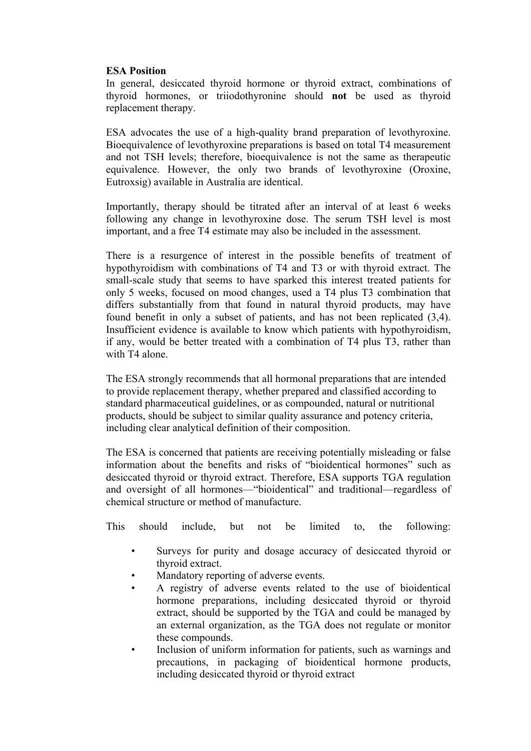**ESA Position**

In general, desiccated thyroid hormone or thyroid extract, combinations of thyroid hormones, or triiodothyronine should **not** be used as thyroid replacement therapy.

ESA advocates the use of a high-quality brand preparation of levothyroxine. Bioequivalence of levothyroxine preparations is based on total T4 measurement and not TSH levels; therefore, bioequivalence is not the same as therapeutic equivalence. However, the only two brands of levothyroxine (Oroxine, Eutroxsig) available in Australia are identical.

Importantly, therapy should be titrated after an interval of at least 6 weeks following any change in levothyroxine dose. The serum TSH level is most important, and a free T4 estimate may also be included in the assessment.

There is a resurgence of interest in the possible benefits of treatment of hypothyroidism with combinations of T4 and T3 or with thyroid extract. The small-scale study that seems to have sparked this interest treated patients for only 5 weeks, focused on mood changes, used a T4 plus T3 combination that differs substantially from that found in natural thyroid products, may have found benefit in only a subset of patients, and has not been replicated (3,4). Insufficient evidence is available to know which patients with hypothyroidism, if any, would be better treated with a combination of T4 plus T3, rather than with T4 alone.

The ESA strongly recommends that all hormonal preparations that are intended to provide replacement therapy, whether prepared and classified according to standard pharmaceutical guidelines, or as compounded, natural or nutritional products, should be subject to similar quality assurance and potency criteria, including clear analytical definition of their composition.

The ESA is concerned that patients are receiving potentially misleading or false information about the benefits and risks of "bioidentical hormones" such as desiccated thyroid or thyroid extract. Therefore, ESA supports TGA regulation and oversight of all hormones—"bioidentical" and traditional—regardless of chemical structure or method of manufacture.

This should include, but not be limited to, the following:

- Surveys for purity and dosage accuracy of desiccated thyroid or thyroid extract.
- Mandatory reporting of adverse events.
- A registry of adverse events related to the use of bioidentical hormone preparations, including desiccated thyroid or thyroid extract, should be supported by the TGA and could be managed by an external organization, as the TGA does not regulate or monitor these compounds.
- Inclusion of uniform information for patients, such as warnings and precautions, in packaging of bioidentical hormone products, including desiccated thyroid or thyroid extract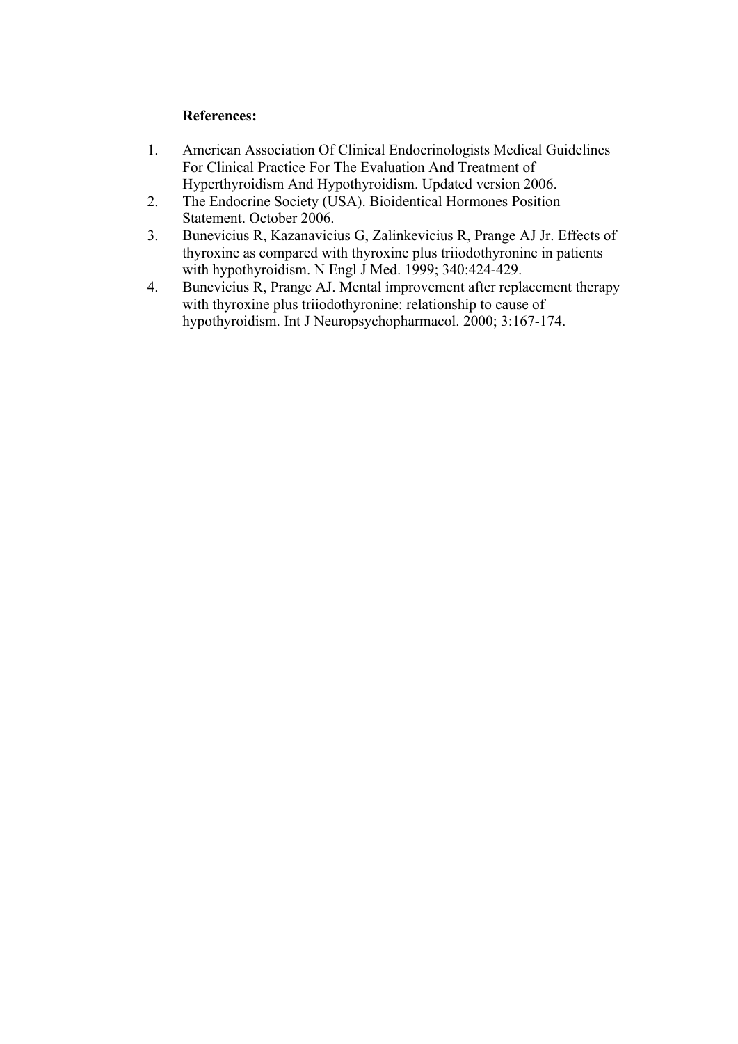**References:**

1. American Association Of Clinical Endocrinologists Medical Guidelines For Clinical Practice For The Evaluation And Treatment of Hyperthyroidism And Hypothyroidism. Updated version 2006.
2. The Endocrine Society (USA). Bioidentical Hormones Position Statement. October 2006.
3. Bunevicius R, Kazanavicius G, Zalinkevicius R, Prange AJ Jr. Effects of thyroxine as compared with thyroxine plus triiodothyronine in patients with hypothyroidism. N Engl J Med. 1999; 340:424-429.
4. Bunevicius R, Prange AJ. Mental improvement after replacement therapy with thyroxine plus triiodothyronine: relationship to cause of hypothyroidism. Int J Neuropsychopharmacol. 2000; 3:167-174.